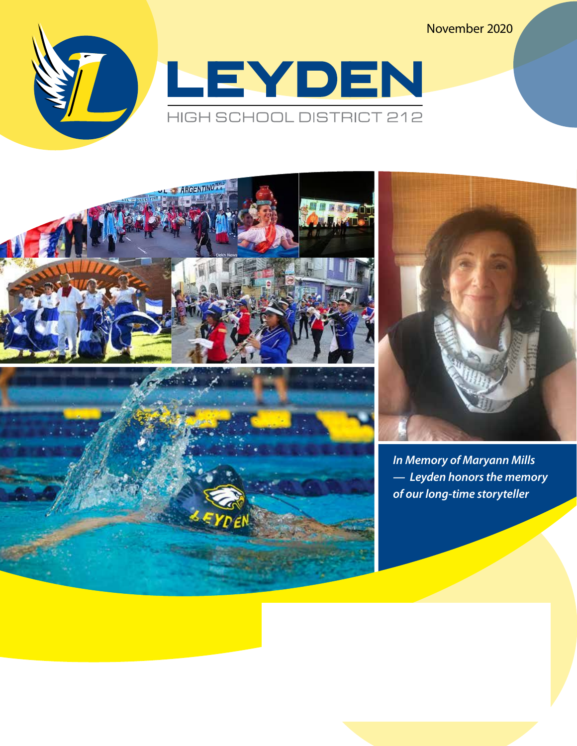November 2020

# LEYDEN

HIGH SCHOOL DISTRICT 212

*In Memory of Maryann Mills — Leyden honors the memory of our long-time storyteller*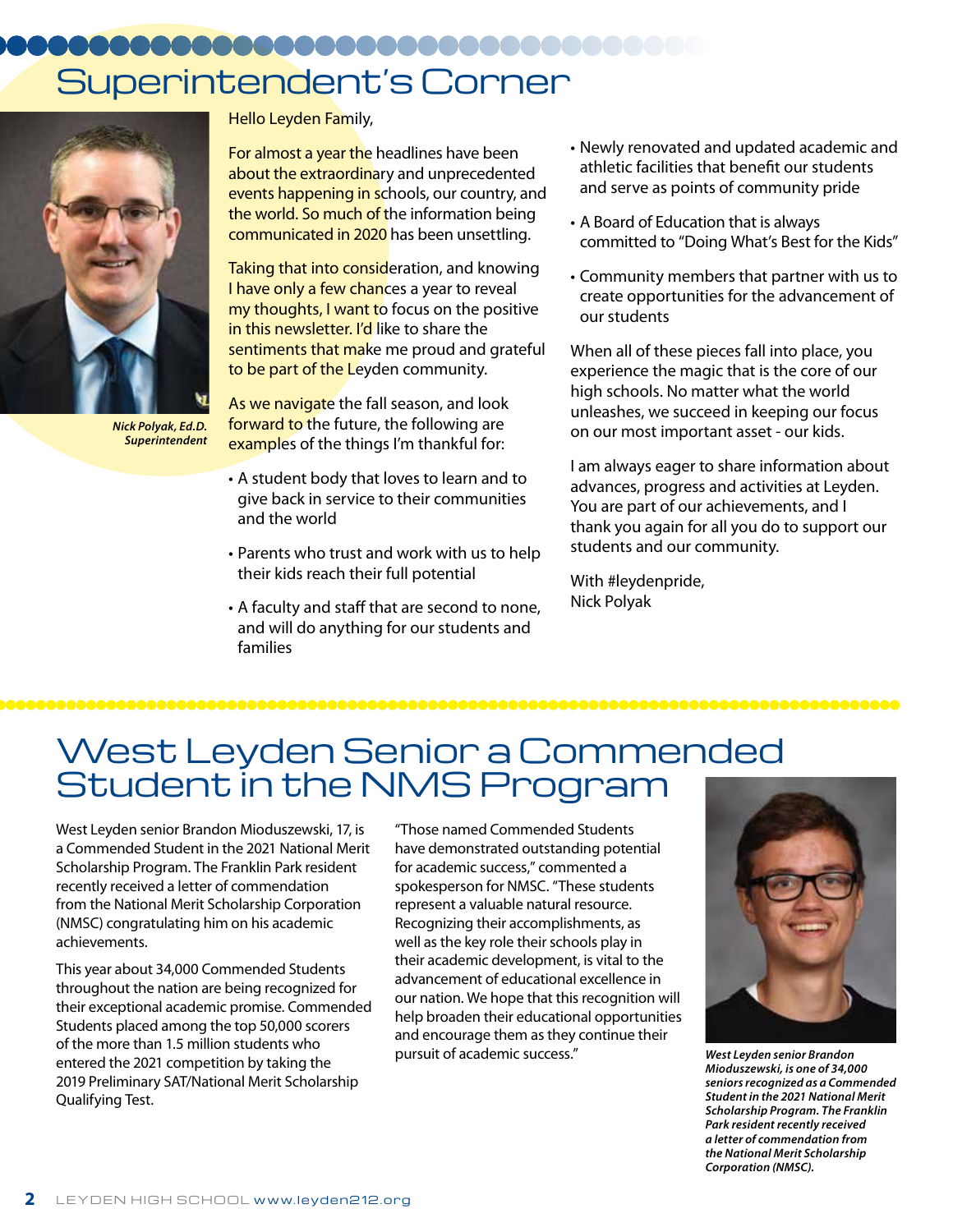# Superintendent's Corner

*Nick Polyak, Ed.D.*
*Superintendent*

Hello Leyden Family,

For almost a year the headlines have been about the extraordinary and unprecedented events happening in schools, our country, and the world. So much of the information being communicated in 2020 has been unsettling.

Taking that into consideration, and knowing I have only a few chances a year to reveal my thoughts, I want to focus on the positive in this newsletter. I'd like to share the sentiments that make me proud and grateful to be part of the Leyden community.

As we navigate the fall season, and look forward to the future, the following are examples of the things I'm thankful for:

- A student body that loves to learn and to give back in service to their communities and the world
- Parents who trust and work with us to help their kids reach their full potential
- A faculty and staff that are second to none, and will do anything for our students and families
- Newly renovated and updated academic and athletic facilities that benefit our students and serve as points of community pride
- A Board of Education that is always committed to "Doing What's Best for the Kids"
- Community members that partner with us to create opportunities for the advancement of our students

When all of these pieces fall into place, you experience the magic that is the core of our high schools. No matter what the world unleashes, we succeed in keeping our focus on our most important asset - our kids.

I am always eager to share information about advances, progress and activities at Leyden. You are part of our achievements, and I thank you again for all you do to support our students and our community.

With #leydenpride,
Nick Polyak

# West Leyden Senior a Commended Student in the NMS Program

West Leyden senior Brandon Mioduszewski, 17, is a Commended Student in the 2021 National Merit Scholarship Program. The Franklin Park resident recently received a letter of commendation from the National Merit Scholarship Corporation (NMSC) congratulating him on his academic achievements.

This year about 34,000 Commended Students throughout the nation are being recognized for their exceptional academic promise. Commended Students placed among the top 50,000 scorers of the more than 1.5 million students who entered the 2021 competition by taking the 2019 Preliminary SAT/National Merit Scholarship Qualifying Test.

"Those named Commended Students have demonstrated outstanding potential for academic success," commented a spokesperson for NMSC. "These students represent a valuable natural resource. Recognizing their accomplishments, as well as the key role their schools play in their academic development, is vital to the advancement of educational excellence in our nation. We hope that this recognition will help broaden their educational opportunities and encourage them as they continue their pursuit of academic success."

*West Leyden senior Brandon Mioduszewski, is one of 34,000 seniors recognized as a Commended Student in the 2021 National Merit Scholarship Program. The Franklin Park resident recently received a letter of commendation from the National Merit Scholarship Corporation (NMSC).*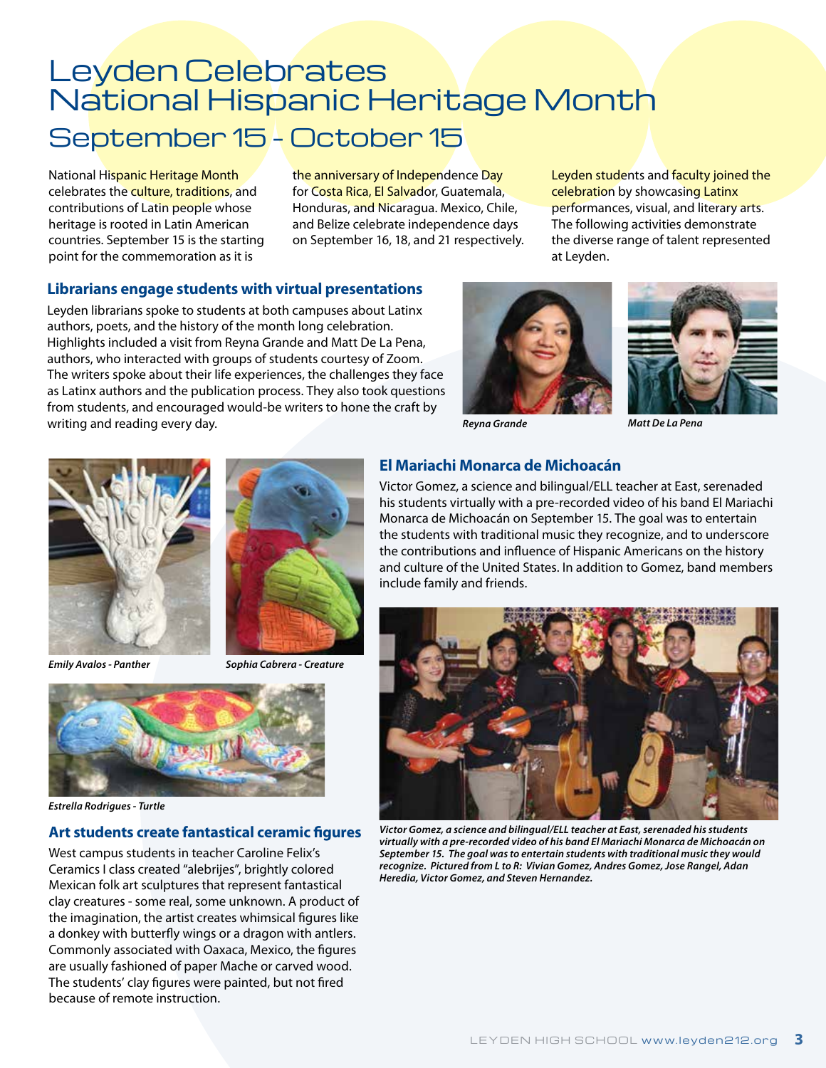# Leyden Celebrates National Hispanic Heritage Month

## September 15 - October 15

National Hispanic Heritage Month celebrates the culture, traditions, and contributions of Latin people whose heritage is rooted in Latin American countries. September 15 is the starting point for the commemoration as it is the anniversary of Independence Day for Costa Rica, El Salvador, Guatemala, Honduras, and Nicaragua. Mexico, Chile, and Belize celebrate independence days on September 16, 18, and 21 respectively.

Leyden students and faculty joined the celebration by showcasing Latinx performances, visual, and literary arts. The following activities demonstrate the diverse range of talent represented at Leyden.

### Librarians engage students with virtual presentations

Leyden librarians spoke to students at both campuses about Latinx authors, poets, and the history of the month long celebration. Highlights included a visit from Reyna Grande and Matt De La Pena, authors, who interacted with groups of students courtesy of Zoom. The writers spoke about their life experiences, the challenges they face as Latinx authors and the publication process. They also took questions from students, and encouraged would-be writers to hone the craft by writing and reading every day.

*Reyna Grande*

*Matt De La Pena*

*Emily Avalos - Panther*

*Sophia Cabrera - Creature*

*Estrella Rodrigues - Turtle*

### Art students create fantastical ceramic figures

West campus students in teacher Caroline Felix's Ceramics I class created "alebrijes", brightly colored Mexican folk art sculptures that represent fantastical clay creatures - some real, some unknown. A product of the imagination, the artist creates whimsical figures like a donkey with butterfly wings or a dragon with antlers. Commonly associated with Oaxaca, Mexico, the figures are usually fashioned of paper Mache or carved wood. The students' clay figures were painted, but not fired because of remote instruction.

### El Mariachi Monarca de Michoacán

Victor Gomez, a science and bilingual/ELL teacher at East, serenaded his students virtually with a pre-recorded video of his band El Mariachi Monarca de Michoacán on September 15. The goal was to entertain the students with traditional music they recognize, and to underscore the contributions and influence of Hispanic Americans on the history and culture of the United States. In addition to Gomez, band members include family and friends.

*Victor Gomez, a science and bilingual/ELL teacher at East, serenaded his students virtually with a pre-recorded video of his band El Mariachi Monarca de Michoacán on September 15. The goal was to entertain students with traditional music they would recognize. Pictured from L to R: Vivian Gomez, Andres Gomez, Jose Rangel, Adan Heredia, Victor Gomez, and Steven Hernandez.*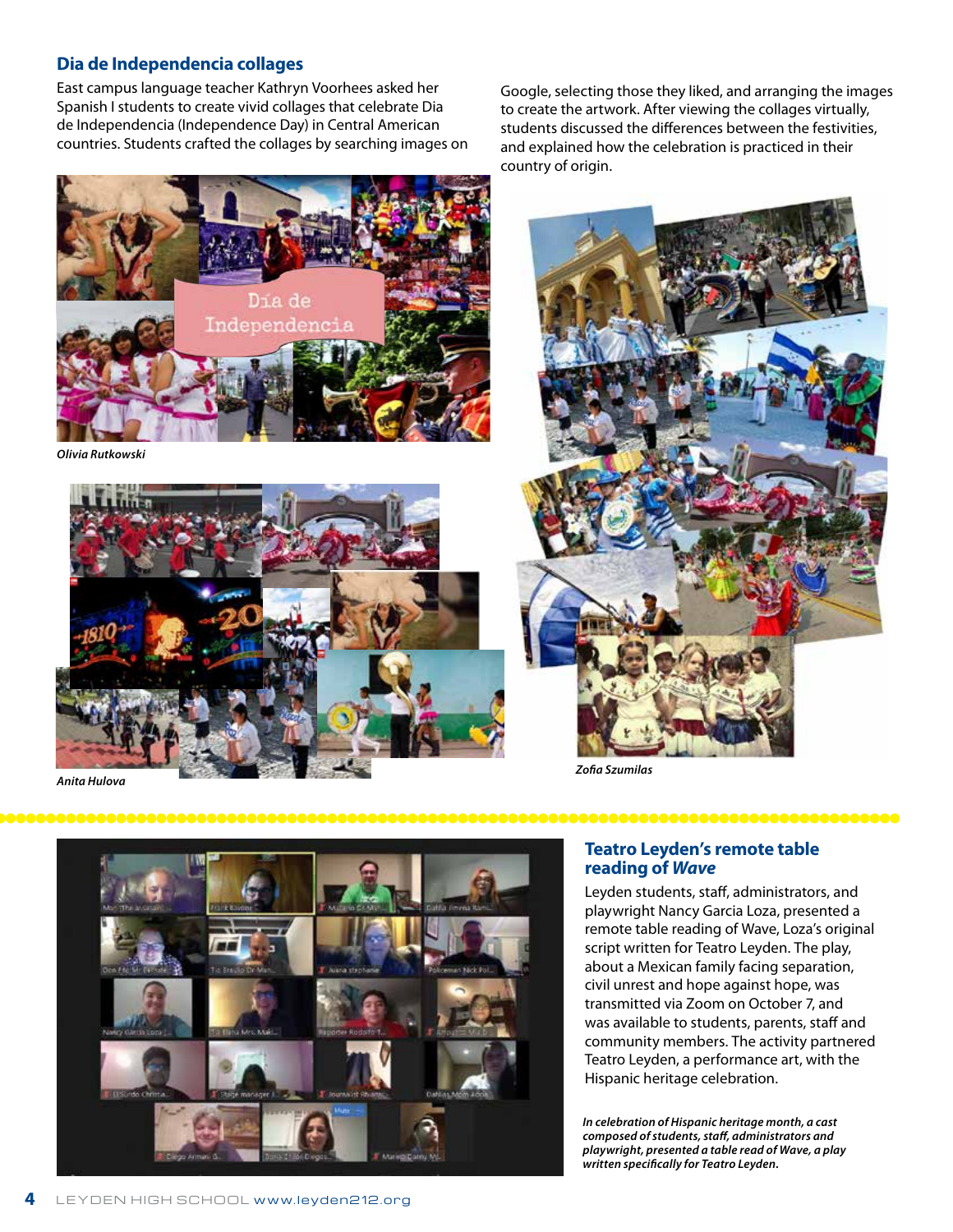## Dia de Independencia collages

East campus language teacher Kathryn Voorhees asked her Spanish I students to create vivid collages that celebrate Dia de Independencia (Independence Day) in Central American countries. Students crafted the collages by searching images on Google, selecting those they liked, and arranging the images to create the artwork. After viewing the collages virtually, students discussed the differences between the festivities, and explained how the celebration is practiced in their country of origin.

*Olivia Rutkowski*

*Anita Hulova*

*Zofia Szumilas*

## Teatro Leyden's remote table reading of *Wave*

Leyden students, staff, administrators, and playwright Nancy Garcia Loza, presented a remote table reading of Wave, Loza's original script written for Teatro Leyden. The play, about a Mexican family facing separation, civil unrest and hope against hope, was transmitted via Zoom on October 7, and was available to students, parents, staff and community members. The activity partnered Teatro Leyden, a performance art, with the Hispanic heritage celebration.

***In celebration of Hispanic heritage month, a cast composed of students, staff, administrators and playwright, presented a table read of Wave, a play written specifically for Teatro Leyden.***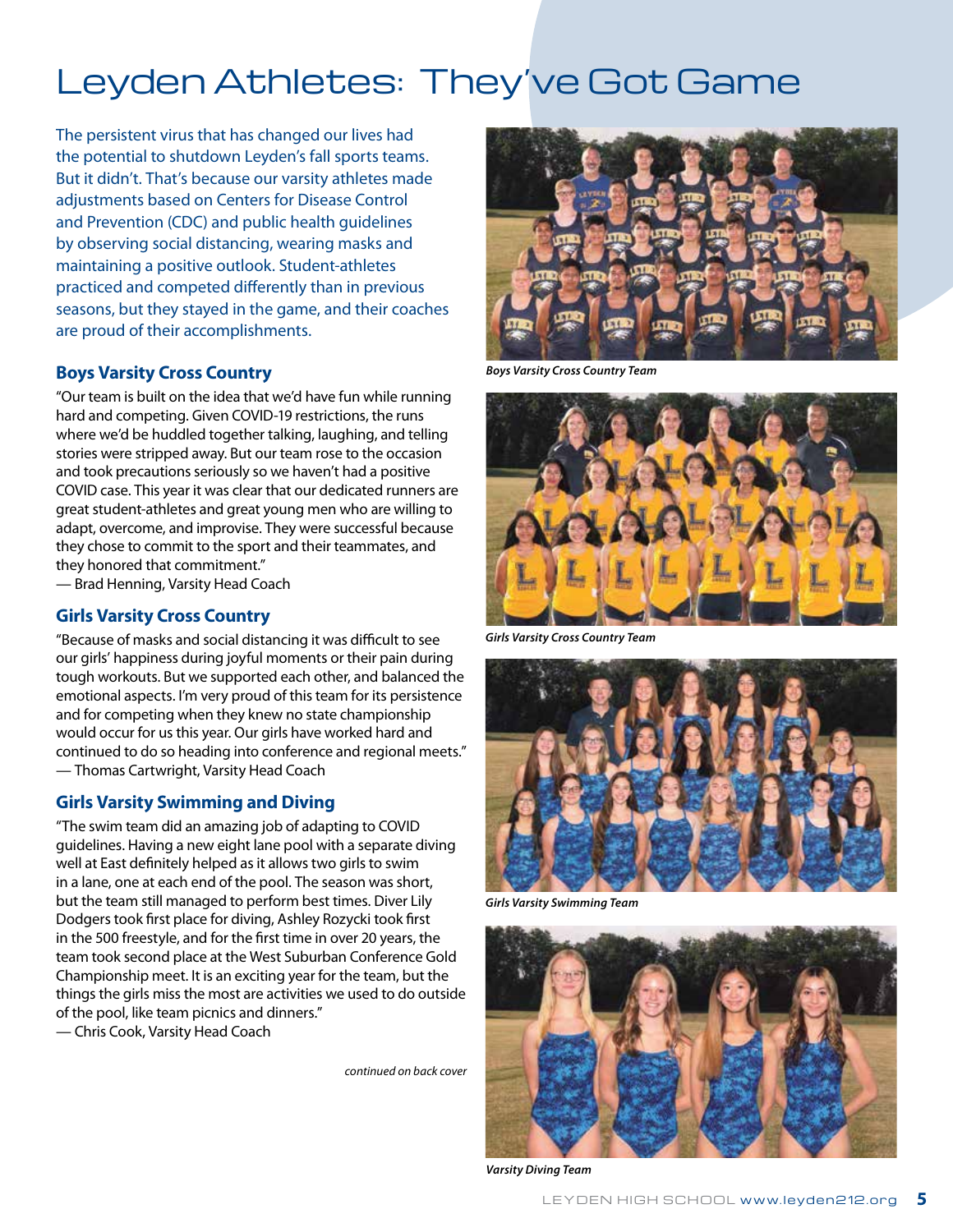# Leyden Athletes: They've Got Game

The persistent virus that has changed our lives had the potential to shutdown Leyden's fall sports teams. But it didn't. That's because our varsity athletes made adjustments based on Centers for Disease Control and Prevention (CDC) and public health guidelines by observing social distancing, wearing masks and maintaining a positive outlook. Student-athletes practiced and competed differently than in previous seasons, but they stayed in the game, and their coaches are proud of their accomplishments.

## Boys Varsity Cross Country

"Our team is built on the idea that we'd have fun while running hard and competing. Given COVID-19 restrictions, the runs where we'd be huddled together talking, laughing, and telling stories were stripped away. But our team rose to the occasion and took precautions seriously so we haven't had a positive COVID case. This year it was clear that our dedicated runners are great student-athletes and great young men who are willing to adapt, overcome, and improvise. They were successful because they chose to commit to the sport and their teammates, and they honored that commitment."
— Brad Henning, Varsity Head Coach

## Girls Varsity Cross Country

"Because of masks and social distancing it was difficult to see our girls' happiness during joyful moments or their pain during tough workouts. But we supported each other, and balanced the emotional aspects. I'm very proud of this team for its persistence and for competing when they knew no state championship would occur for us this year. Our girls have worked hard and continued to do so heading into conference and regional meets."
— Thomas Cartwright, Varsity Head Coach

## Girls Varsity Swimming and Diving

"The swim team did an amazing job of adapting to COVID guidelines. Having a new eight lane pool with a separate diving well at East definitely helped as it allows two girls to swim in a lane, one at each end of the pool. The season was short, but the team still managed to perform best times. Diver Lily Dodgers took first place for diving, Ashley Rozycki took first in the 500 freestyle, and for the first time in over 20 years, the team took second place at the West Suburban Conference Gold Championship meet. It is an exciting year for the team, but the things the girls miss the most are activities we used to do outside of the pool, like team picnics and dinners."
— Chris Cook, Varsity Head Coach

*continued on back cover*

***Boys Varsity Cross Country Team***

***Girls Varsity Cross Country Team***

***Girls Varsity Swimming Team***

***Varsity Diving Team***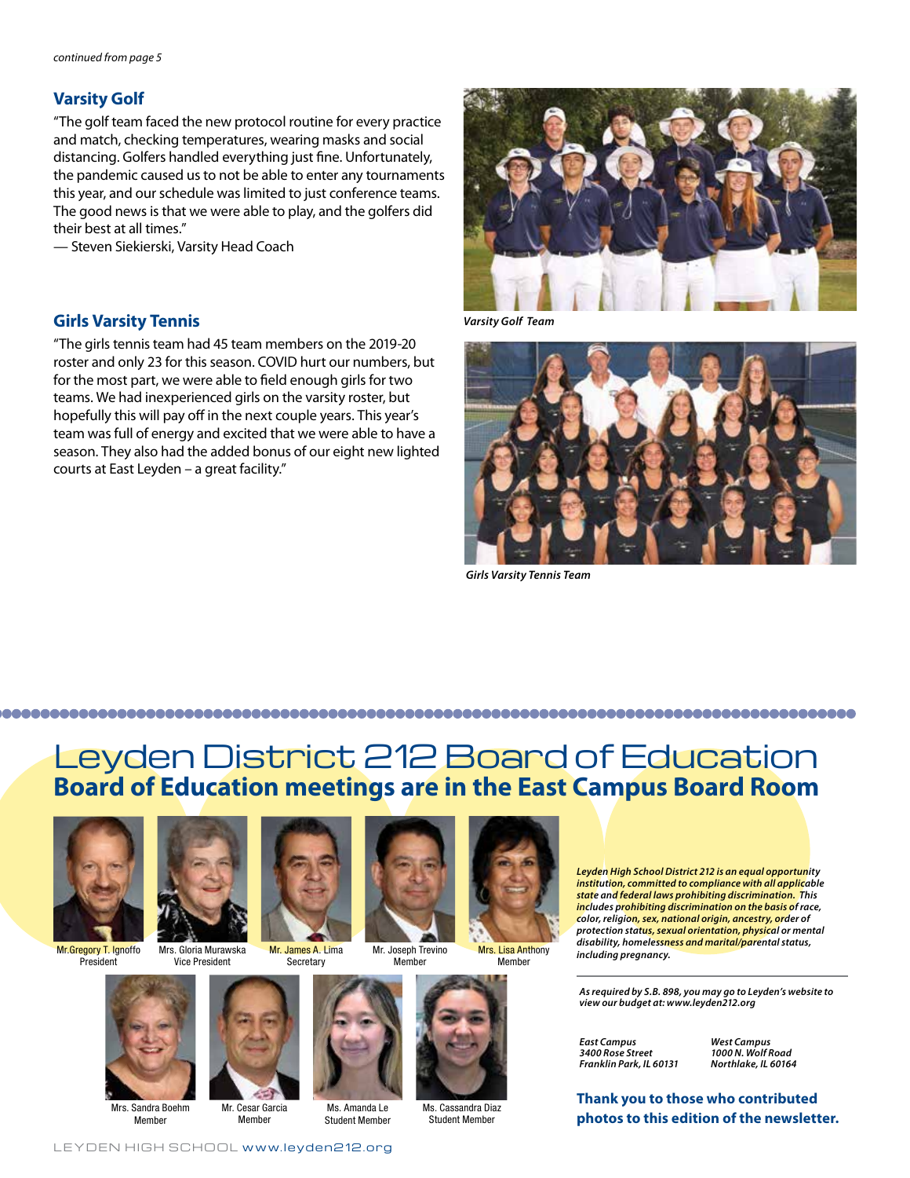*continued from page 5*

## Varsity Golf

"The golf team faced the new protocol routine for every practice and match, checking temperatures, wearing masks and social distancing. Golfers handled everything just fine. Unfortunately, the pandemic caused us to not be able to enter any tournaments this year, and our schedule was limited to just conference teams. The good news is that we were able to play, and the golfers did their best at all times."
— Steven Siekierski, Varsity Head Coach

*Varsity Golf Team*

## Girls Varsity Tennis

"The girls tennis team had 45 team members on the 2019-20 roster and only 23 for this season. COVID hurt our numbers, but for the most part, we were able to field enough girls for two teams. We had inexperienced girls on the varsity roster, but hopefully this will pay off in the next couple years. This year's team was full of energy and excited that we were able to have a season. They also had the added bonus of our eight new lighted courts at East Leyden – a great facility."

*Girls Varsity Tennis Team*

# Leyden District 212 Board of Education

## Board of Education meetings are in the East Campus Board Room

Mr.Gregory T. Ignoffo
President

Mrs. Gloria Murawska
Vice President

Mr. James A. Lima
Secretary

Mr. Joseph Trevino
Member

Mrs. Lisa Anthony
Member

Mrs. Sandra Boehm
Member

Mr. Cesar Garcia
Member

Ms. Amanda Le
Student Member

Ms. Cassandra Diaz
Student Member

***Leyden High School District 212 is an equal opportunity institution, committed to compliance with all applicable state and federal laws prohibiting discrimination. This includes prohibiting discrimination on the basis of race, color, religion, sex, national origin, ancestry, order of protection status, sexual orientation, physical or mental disability, homelessness and marital/parental status, including pregnancy.***

***As required by S.B. 898, you may go to Leyden's website to view our budget at: www.leyden212.org***

***East Campus***
***3400 Rose Street***
***Franklin Park, IL 60131***

***West Campus***
***1000 N. Wolf Road***
***Northlake, IL 60164***

**Thank you to those who contributed photos to this edition of the newsletter.**